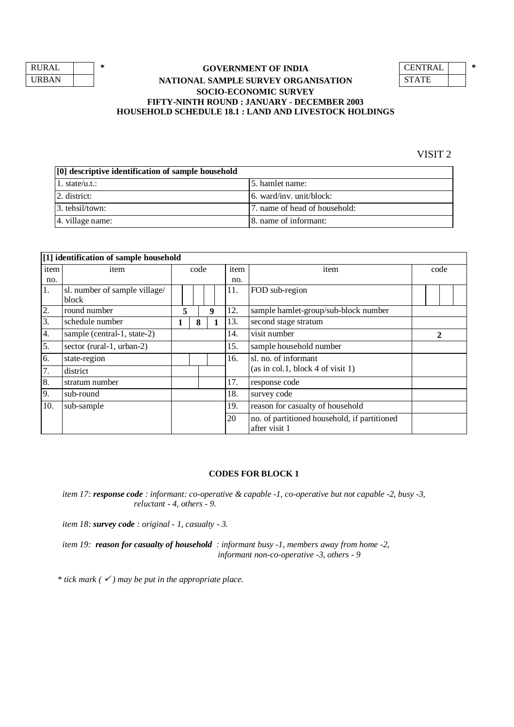| RURAL | | * |
|---|---|---|
| URBAN | | |

| CENTRAL | | * |
|---|---|---|
| STATE | | |

**GOVERNMENT OF INDIA**
**NATIONAL SAMPLE SURVEY ORGANISATION**
**SOCIO-ECONOMIC SURVEY**
**FIFTY-NINTH ROUND : JANUARY - DECEMBER 2003**
**HOUSEHOLD SCHEDULE 18.1 : LAND AND LIVESTOCK HOLDINGS**

VISIT 2

| [0] descriptive identification of sample household | |
|---|---|
| 1. state/u.t.: | 5. hamlet name: |
| 2. district: | 6. ward/inv. unit/block: |
| 3. tehsil/town: | 7. name of head of household: |
| 4. village name: | 8. name of informant: |

| [1] identification of sample household | | | | | |
|---|---|---|---|---|---|
| item no. | item | code | item no. | item | code |
| 1. | sl. number of sample village/ block | | 11. | FOD sub-region | |
| 2. | round number | 5 9 | 12. | sample hamlet-group/sub-block number | |
| 3. | schedule number | 1 8 1 | 13. | second stage stratum | |
| 4. | sample (central-1, state-2) | | 14. | visit number | 2 |
| 5. | sector (rural-1, urban-2) | | 15. | sample household number | |
| 6. | state-region | | 16. | sl. no. of informant (as in col.1, block 4 of visit 1) | |
| 7. | district | | | | |
| 8. | stratum number | | 17. | response code | |
| 9. | sub-round | | 18. | survey code | |
| 10. | sub-sample | | 19. | reason for casualty of household | |
| | | | 20 | no. of partitioned household, if partitioned after visit 1 | |

**CODES FOR BLOCK 1**

*item 17: **response code** : informant: co-operative & capable -1, co-operative but not capable -2, busy -3, reluctant - 4, others - 9.*

*item 18: **survey code** : original - 1, casualty - 3.*

*item 19: **reason for casualty of household** : informant busy -1, members away from home -2, informant non-co-operative -3, others - 9*

*\* tick mark ( ✓ ) may be put in the appropriate place.*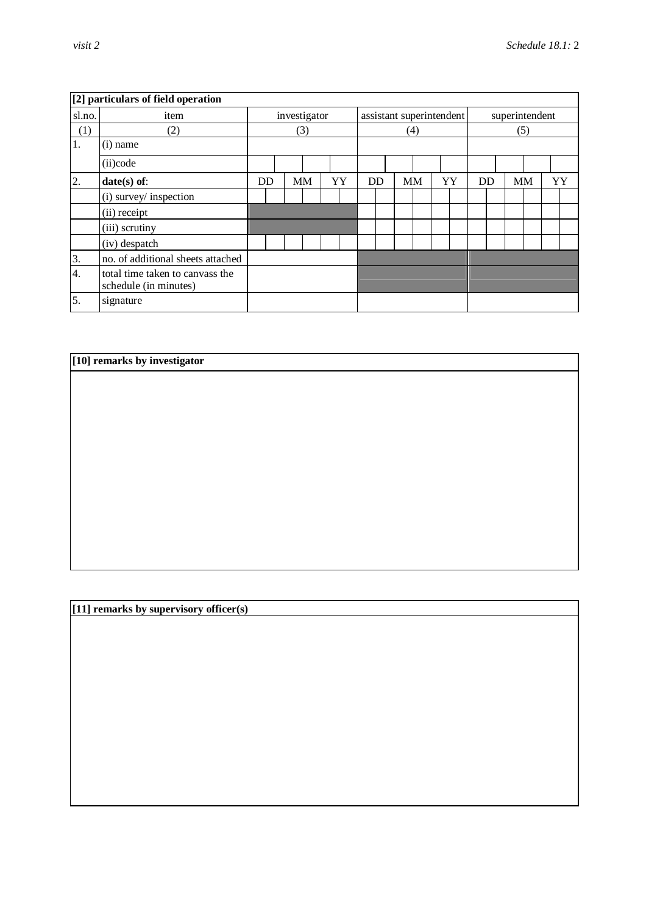**[2] particulars of field operation**

| sl.no. | item | investigator | assistant superintendent | superintendent |
|---|---|---|---|---|
| (1) | (2) | (3) | (4) | (5) |
| 1. | (i) name | | | |
| | (ii)code | | | |
| 2. | **date(s) of**: | DD MM YY | DD MM YY | DD MM YY |
| | (i) survey/ inspection | | | |
| | (ii) receipt | | | |
| | (iii) scrutiny | | | |
| | (iv) despatch | | | |
| 3. | no. of additional sheets attached | | | |
| 4. | total time taken to canvass the schedule (in minutes) | | | |
| 5. | signature | | | |

**[10] remarks by investigator**

**[11] remarks by supervisory officer(s)**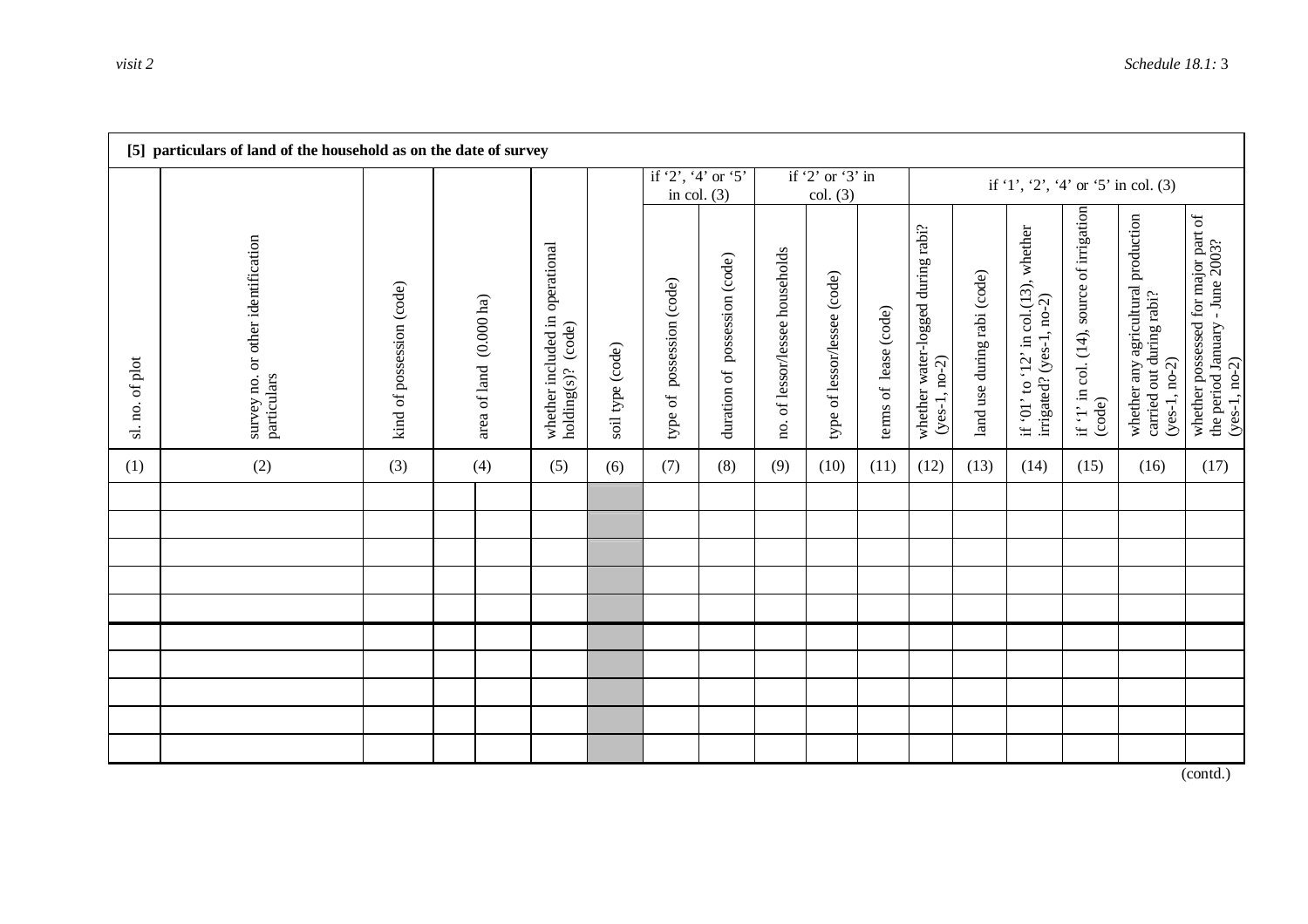| [5] particulars of land of the household as on the date of survey | | | | | | | | | | | | | | | | |
|---|---|---|---|---|---|---|---|---|---|---|---|---|---|---|---|---|
| | | | | | | if '2', '4' or '5' in col. (3) | | if '2' or '3' in col. (3) | | | if '1', '2', '4' or '5' in col. (3) | | | | | |
| sl. no. of plot | survey no. or other identification particulars | kind of possession (code) | area of land (0.000 ha) | whether included in operational holding(s)? (code) | soil type (code) | type of possession (code) | duration of possession (code) | no. of lessor/lessee households | type of lessor/lessee (code) | terms of lease (code) | whether water-logged during rabi? (yes-1, no-2) | land use during rabi (code) | if '01' to '12' in col.(13), whether irrigated? (yes-1, no-2) | if '1' in col. (14), source of irrigation (code) | whether any agricultural production carried out during rabi? (yes-1, no-2) | whether possessed for major part of the period January - June 2003? (yes-1, no-2) |
| (1) | (2) | (3) | (4) | (5) | (6) | (7) | (8) | (9) | (10) | (11) | (12) | (13) | (14) | (15) | (16) | (17) |
| | | | | | | | | | | | | | | | | |
| | | | | | | | | | | | | | | | | |
| | | | | | | | | | | | | | | | | |
| | | | | | | | | | | | | | | | | |
| | | | | | | | | | | | | | | | | |
| | | | | | | | | | | | | | | | | |
| | | | | | | | | | | | | | | | | |
| | | | | | | | | | | | | | | | | |
| | | | | | | | | | | | | | | | | |
| | | | | | | | | | | | | | | | | |

(contd.)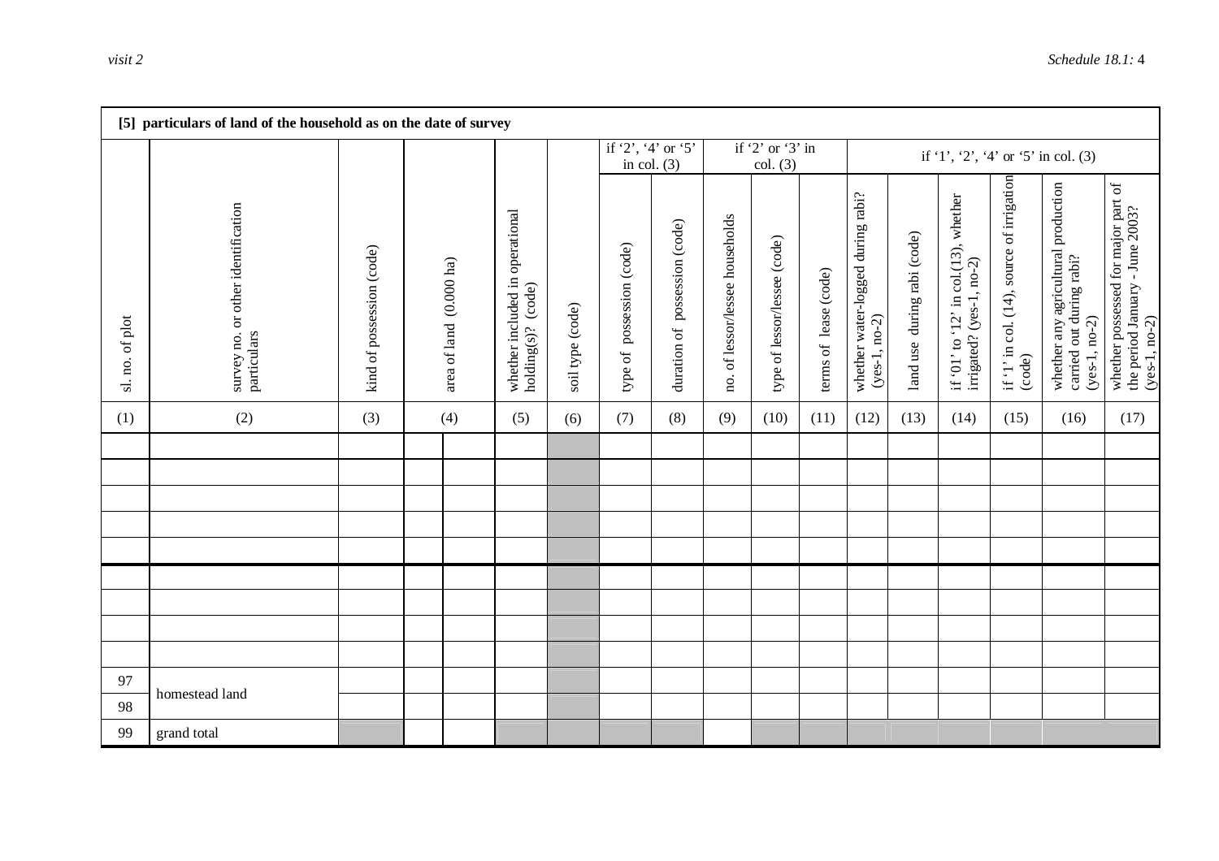## [5] particulars of land of the household as on the date of survey

| sl. no. of plot | survey no. or other identification particulars | kind of possession (code) | area of land (0.000 ha) | | whether included in operational holding(s)? (code) | soil type (code) | if '2', '4' or '5' in col. (3) | | if '2' or '3' in col. (3) | | | if '1', '2', '4' or '5' in col. (3) | | | | | |
|---|---|---|---|---|---|---|---|---|---|---|---|---|---|---|---|---|---|
| | | | | | | | type of possession (code) | duration of possession (code) | no. of lessor/lessee households | type of lessor/lessee (code) | terms of lease (code) | whether water-logged during rabi? (yes-1, no-2) | land use during rabi (code) | if '01' to '12' in col.(13), whether irrigated? (yes-1, no-2) | if '1' in col. (14), source of irrigation (code) | whether any agricultural production carried out during rabi? (yes-1, no-2) | whether possessed for major part of the period January - June 2003? (yes-1, no-2) |
| (1) | (2) | (3) | (4) | | (5) | (6) | (7) | (8) | (9) | (10) | (11) | (12) | (13) | (14) | (15) | (16) | (17) |
| | | | | | | | | | | | | | | | | | |
| | | | | | | | | | | | | | | | | | |
| | | | | | | | | | | | | | | | | | |
| | | | | | | | | | | | | | | | | | |
| | | | | | | | | | | | | | | | | | |
| | | | | | | | | | | | | | | | | | |
| | | | | | | | | | | | | | | | | | |
| | | | | | | | | | | | | | | | | | |
| | | | | | | | | | | | | | | | | | |
| 97 | homestead land | | | | | | | | | | | | | | | | |
| 98 | | | | | | | | | | | | | | | | | |
| 99 | grand total | | | | | | | | | | | | | | | | |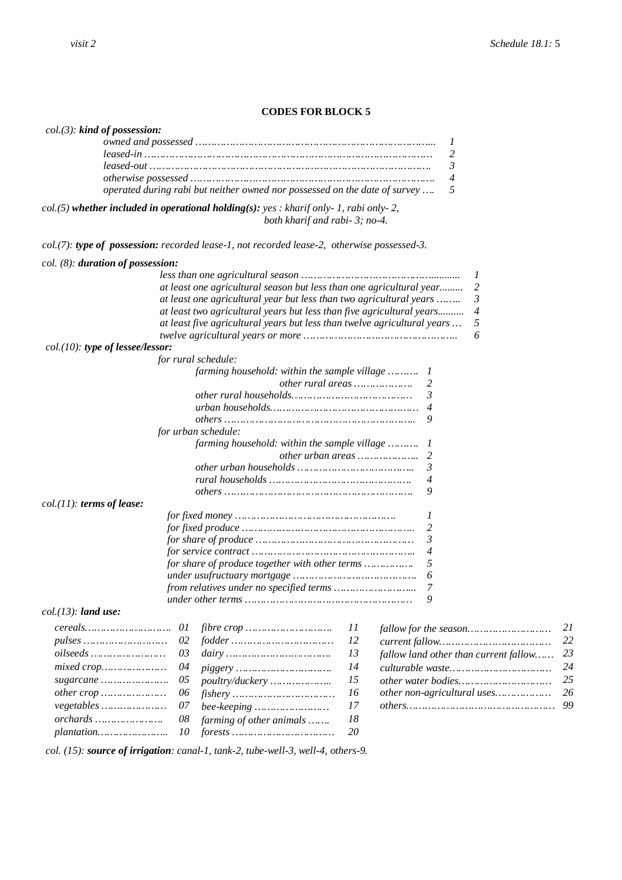## CODES FOR BLOCK 5

*col.(3):* ***kind of possession:***

| | |
|---|---|
| *owned and possessed* | *1* |
| *leased-in* | *2* |
| *leased-out* | *3* |
| *otherwise possessed* | *4* |
| *operated during rabi but neither owned nor possessed on the date of survey* | *5* |

*col.(5)* ***whether included in operational holding(s):*** *yes : kharif only- 1, rabi only- 2, both kharif and rabi- 3; no-4.*

*col.(7):* ***type of possession:*** *recorded lease-1, not recorded lease-2, otherwise possessed-3.*

*col. (8):* ***duration of possession:***

| | |
|---|---|
| *less than one agricultural season* | *1* |
| *at least one agricultural season but less than one agricultural year* | *2* |
| *at least one agricultural year but less than two agricultural years* | *3* |
| *at least two agricultural years but less than five agricultural years* | *4* |
| *at least five agricultural years but less than twelve agricultural years* | *5* |
| *twelve agricultural years or more* | *6* |

*col.(10):* ***type of lessee/lessor:***

*for rural schedule:*

| | |
|---|---|
| *farming household: within the sample village* | *1* |
| *other rural areas* | *2* |
| *other rural households* | *3* |
| *urban households* | *4* |
| *others* | *9* |

*for urban schedule:*

| | |
|---|---|
| *farming household: within the sample village* | *1* |
| *other urban areas* | *2* |
| *other urban households* | *3* |
| *rural households* | *4* |
| *others* | *9* |

*col.(11):* ***terms of lease:***

| | |
|---|---|
| *for fixed money* | *1* |
| *for fixed produce* | *2* |
| *for share of produce* | *3* |
| *for service contract* | *4* |
| *for share of produce together with other terms* | *5* |
| *under usufructuary mortgage* | *6* |
| *from relatives under no specified terms* | *7* |
| *under other terms* | *9* |

*col.(13):* ***land use:***

| | | | | | |
|---|---|---|---|---|---|
| *cereals* | *01* | *fibre crop* | *11* | *fallow for the season* | *21* |
| *pulses* | *02* | *fodder* | *12* | *current fallow* | *22* |
| *oilseeds* | *03* | *dairy* | *13* | *fallow land other than current fallow* | *23* |
| *mixed crop* | *04* | *piggery* | *14* | *culturable waste* | *24* |
| *sugarcane* | *05* | *poultry/duckery* | *15* | *other water bodies* | *25* |
| *other crop* | *06* | *fishery* | *16* | *other non-agricultural uses* | *26* |
| *vegetables* | *07* | *bee-keeping* | *17* | *others* | *99* |
| *orchards* | *08* | *farming of other animals* | *18* | | |
| *plantation* | *10* | *forests* | *20* | | |

*col. (15):* ***source of irrigation****: canal-1, tank-2, tube-well-3, well-4, others-9.*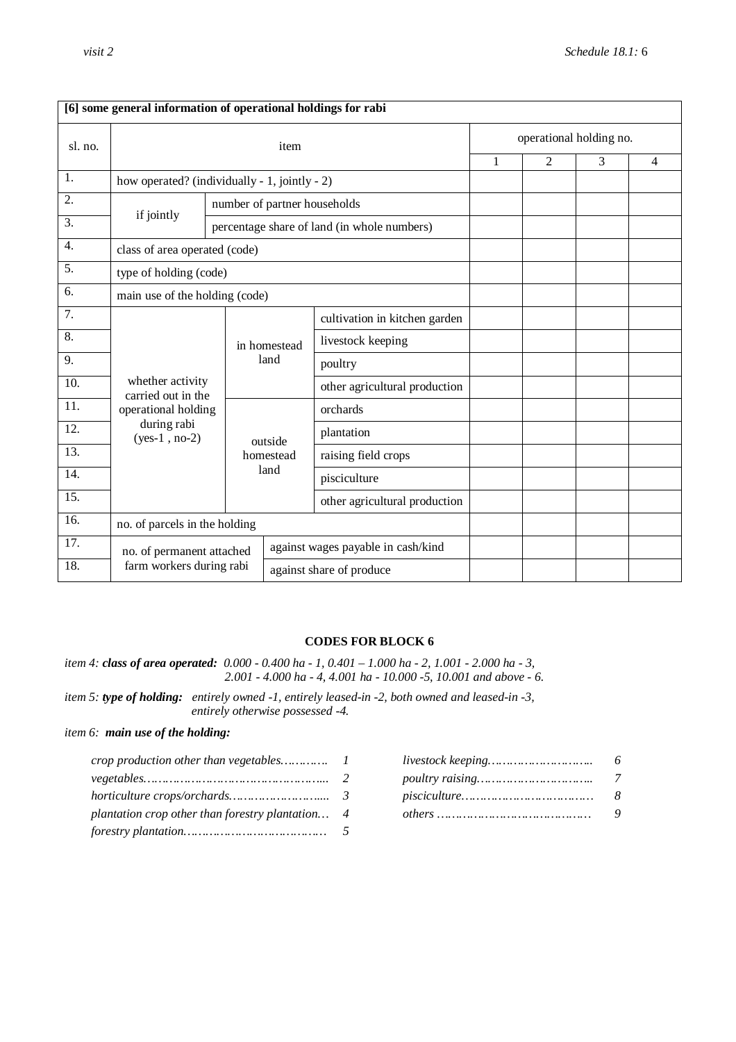| [6] some general information of operational holdings for rabi | | | | | | | |
|---|---|---|---|---|---|---|---|
| sl. no. | item | | | operational holding no. | | | |
| | | | | 1 | 2 | 3 | 4 |
| 1. | how operated? (individually - 1, jointly - 2) | | | | | | |
| 2. | if jointly | number of partner households | | | | | |
| 3. | | percentage share of land (in whole numbers) | | | | | |
| 4. | class of area operated (code) | | | | | | |
| 5. | type of holding (code) | | | | | | |
| 6. | main use of the holding (code) | | | | | | |
| 7. | whether activity carried out in the operational holding during rabi (yes-1 , no-2) | in homestead land | cultivation in kitchen garden | | | | |
| 8. | | | livestock keeping | | | | |
| 9. | | | poultry | | | | |
| 10. | | | other agricultural production | | | | |
| 11. | | outside homestead land | orchards | | | | |
| 12. | | | plantation | | | | |
| 13. | | | raising field crops | | | | |
| 14. | | | pisciculture | | | | |
| 15. | | | other agricultural production | | | | |
| 16. | no. of parcels in the holding | | | | | | |
| 17. | no. of permanent attached farm workers during rabi | against wages payable in cash/kind | | | | | |
| 18. | | against share of produce | | | | | |

**CODES FOR BLOCK 6**

*item 4:* ***class of area operated:*** *0.000 - 0.400 ha - 1, 0.401 – 1.000 ha - 2, 1.001 - 2.000 ha - 3, 2.001 - 4.000 ha - 4, 4.001 ha - 10.000 -5, 10.001 and above - 6.*

*item 5:* ***type of holding:*** *entirely owned -1, entirely leased-in -2, both owned and leased-in -3, entirely otherwise possessed -4.*

*item 6:* ***main use of the holding:***

| | | | |
|---|---|---|---|
| *crop production other than vegetables…………* | *1* | *livestock keeping………………………..* | *6* |
| *vegetables……………………………………...* | *2* | *poultry raising………………………..* | *7* |
| *horticulture crops/orchards……………………....* | *3* | *pisciculture……………………………* | *8* |
| *plantation crop other than forestry plantation…* | *4* | *others ……………………………………* | *9* |
| *forestry plantation………………………………* | *5* | | |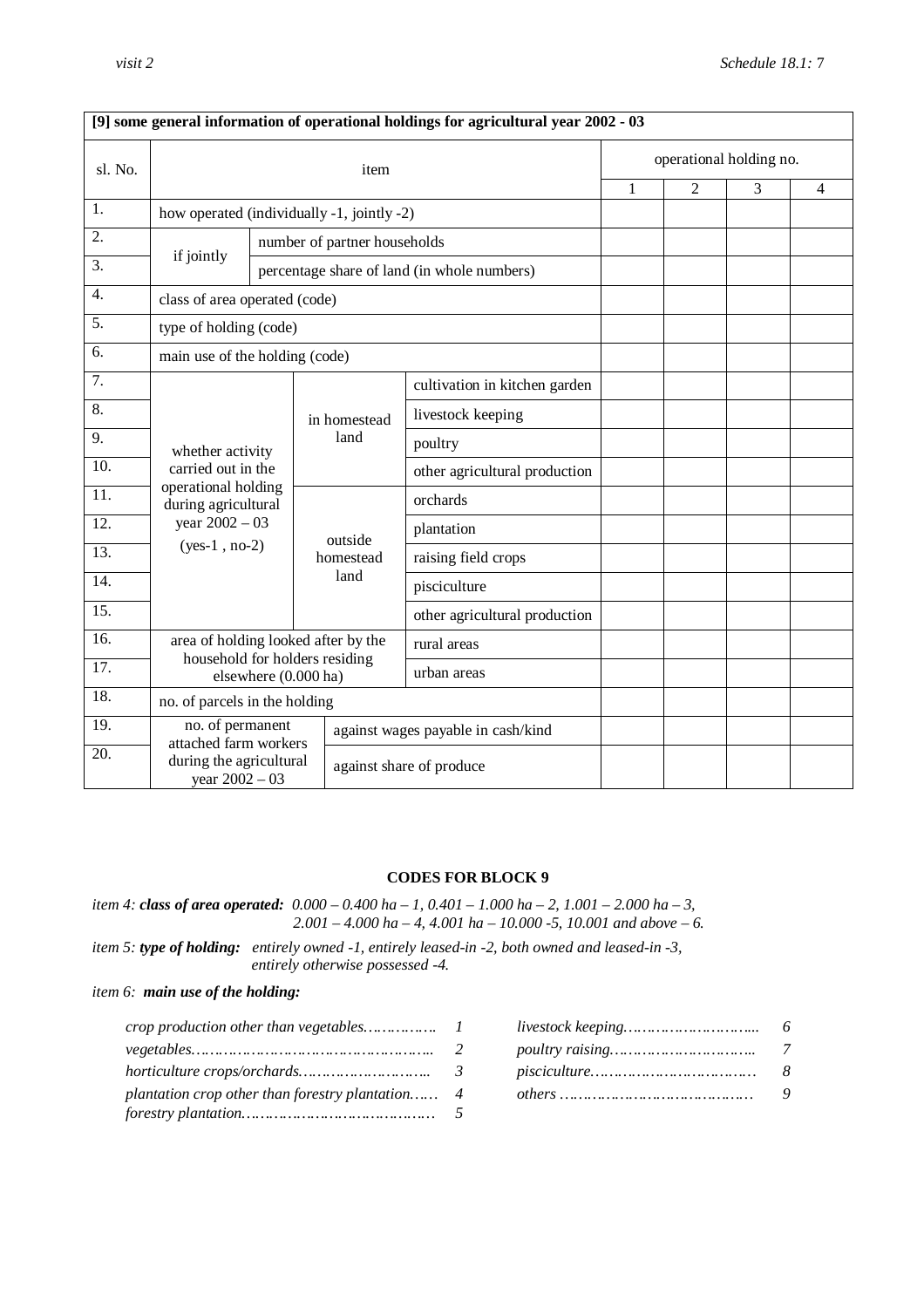| [9] some general information of operational holdings for agricultural year 2002 - 03 | | | | | | | |
|---|---|---|---|---|---|---|---|
| sl. No. | item | | | operational holding no. | | | |
| | | | | 1 | 2 | 3 | 4 |
| 1. | how operated (individually -1, jointly -2) | | | | | | |
| 2. | if jointly | number of partner households | | | | | |
| 3. | | percentage share of land (in whole numbers) | | | | | |
| 4. | class of area operated (code) | | | | | | |
| 5. | type of holding (code) | | | | | | |
| 6. | main use of the holding (code) | | | | | | |
| 7. | whether activity carried out in the operational holding during agricultural year 2002 – 03 (yes-1 , no-2) | in homestead land | cultivation in kitchen garden | | | | |
| 8. | | | livestock keeping | | | | |
| 9. | | | poultry | | | | |
| 10. | | | other agricultural production | | | | |
| 11. | | outside homestead land | orchards | | | | |
| 12. | | | plantation | | | | |
| 13. | | | raising field crops | | | | |
| 14. | | | pisciculture | | | | |
| 15. | | | other agricultural production | | | | |
| 16. | area of holding looked after by the household for holders residing elsewhere (0.000 ha) | | rural areas | | | | |
| 17. | | | urban areas | | | | |
| 18. | no. of parcels in the holding | | | | | | |
| 19. | no. of permanent attached farm workers during the agricultural year 2002 – 03 | against wages payable in cash/kind | | | | | |
| 20. | | against share of produce | | | | | |

**CODES FOR BLOCK 9**

*item 4:* ***class of area operated:*** *0.000 – 0.400 ha – 1, 0.401 – 1.000 ha – 2, 1.001 – 2.000 ha – 3, 2.001 – 4.000 ha – 4, 4.001 ha – 10.000 -5, 10.001 and above – 6.*

*item 5:* ***type of holding:*** *entirely owned -1, entirely leased-in -2, both owned and leased-in -3, entirely otherwise possessed -4.*

*item 6:* ***main use of the holding:***

*crop production other than vegetables…………… 1*
*vegetables…………………………………………… 2*
*horticulture crops/orchards……………………….. 3*
*plantation crop other than forestry plantation…… 4*
*forestry plantation………………………………… 5*

*livestock keeping………………………... 6*
*poultry raising………………………….. 7*
*pisciculture……………………………… 8*
*others …………………………………… 9*